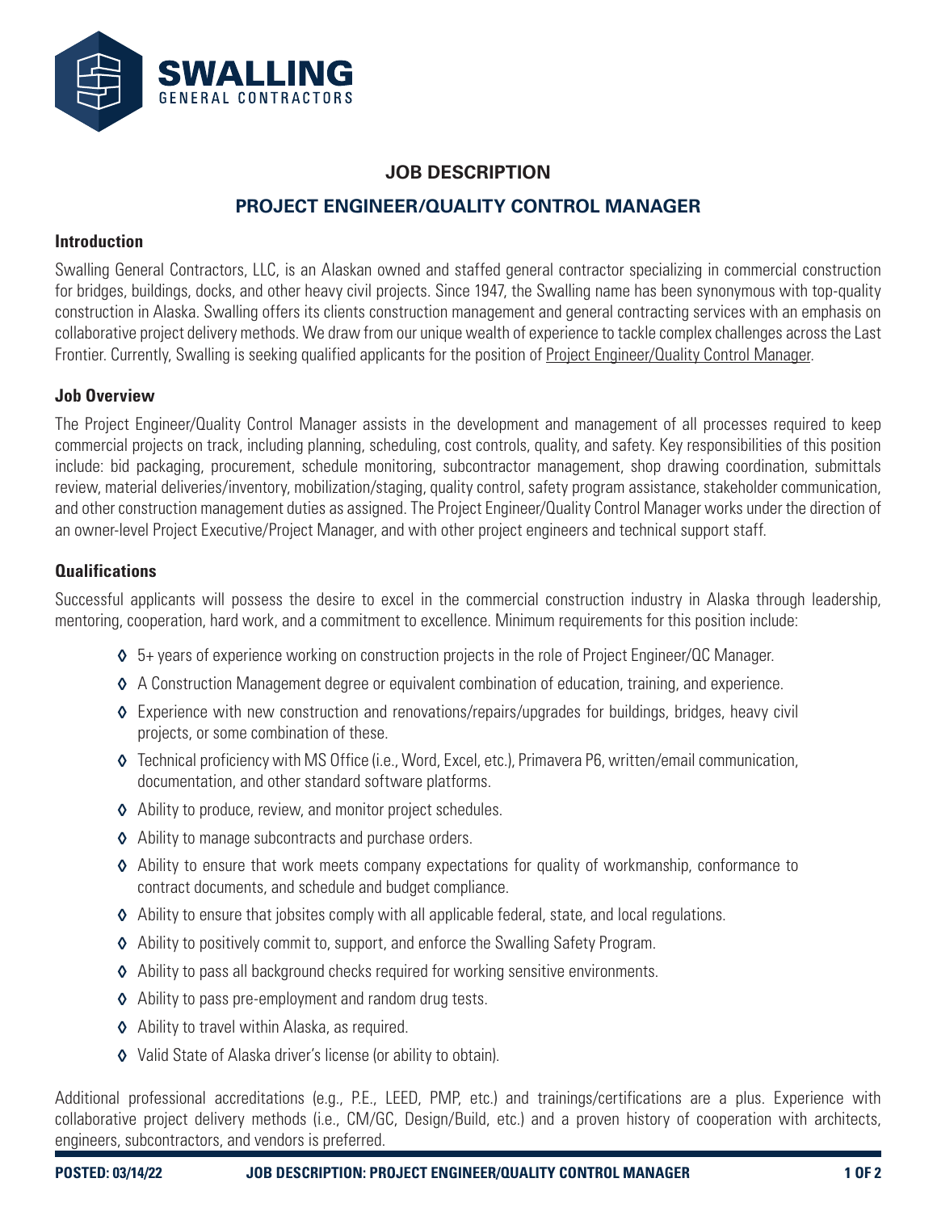SWALLING
GENERAL CONTRACTORS

# JOB DESCRIPTION

## PROJECT ENGINEER/QUALITY CONTROL MANAGER

### Introduction

Swalling General Contractors, LLC, is an Alaskan owned and staffed general contractor specializing in commercial construction for bridges, buildings, docks, and other heavy civil projects. Since 1947, the Swalling name has been synonymous with top-quality construction in Alaska. Swalling offers its clients construction management and general contracting services with an emphasis on collaborative project delivery methods. We draw from our unique wealth of experience to tackle complex challenges across the Last Frontier. Currently, Swalling is seeking qualified applicants for the position of Project Engineer/Quality Control Manager.

### Job Overview

The Project Engineer/Quality Control Manager assists in the development and management of all processes required to keep commercial projects on track, including planning, scheduling, cost controls, quality, and safety. Key responsibilities of this position include: bid packaging, procurement, schedule monitoring, subcontractor management, shop drawing coordination, submittals review, material deliveries/inventory, mobilization/staging, quality control, safety program assistance, stakeholder communication, and other construction management duties as assigned. The Project Engineer/Quality Control Manager works under the direction of an owner-level Project Executive/Project Manager, and with other project engineers and technical support staff.

### Qualifications

Successful applicants will possess the desire to excel in the commercial construction industry in Alaska through leadership, mentoring, cooperation, hard work, and a commitment to excellence. Minimum requirements for this position include:

- 5+ years of experience working on construction projects in the role of Project Engineer/QC Manager.
- A Construction Management degree or equivalent combination of education, training, and experience.
- Experience with new construction and renovations/repairs/upgrades for buildings, bridges, heavy civil projects, or some combination of these.
- Technical proficiency with MS Office (i.e., Word, Excel, etc.), Primavera P6, written/email communication, documentation, and other standard software platforms.
- Ability to produce, review, and monitor project schedules.
- Ability to manage subcontracts and purchase orders.
- Ability to ensure that work meets company expectations for quality of workmanship, conformance to contract documents, and schedule and budget compliance.
- Ability to ensure that jobsites comply with all applicable federal, state, and local regulations.
- Ability to positively commit to, support, and enforce the Swalling Safety Program.
- Ability to pass all background checks required for working sensitive environments.
- Ability to pass pre-employment and random drug tests.
- Ability to travel within Alaska, as required.
- Valid State of Alaska driver's license (or ability to obtain).

Additional professional accreditations (e.g., P.E., LEED, PMP, etc.) and trainings/certifications are a plus. Experience with collaborative project delivery methods (i.e., CM/GC, Design/Build, etc.) and a proven history of cooperation with architects, engineers, subcontractors, and vendors is preferred.

POSTED: 03/14/22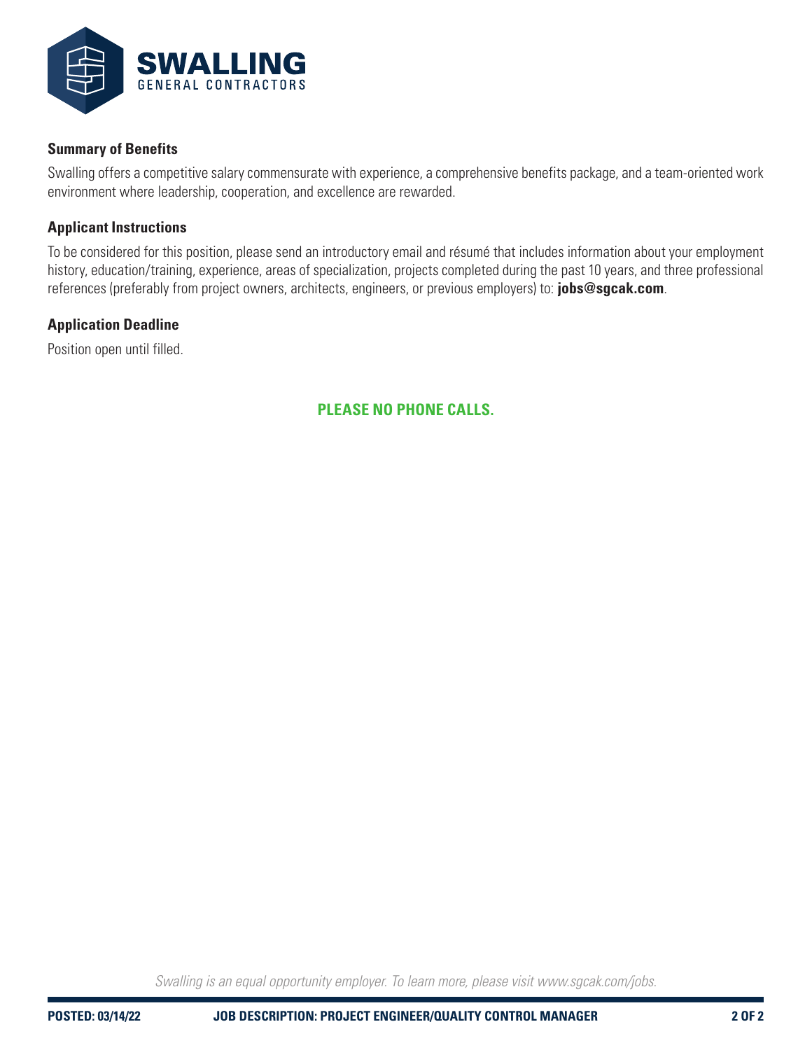**Summary of Benefits**

Swalling offers a competitive salary commensurate with experience, a comprehensive benefits package, and a team-oriented work environment where leadership, cooperation, and excellence are rewarded.

**Applicant Instructions**

To be considered for this position, please send an introductory email and résumé that includes information about your employment history, education/training, experience, areas of specialization, projects completed during the past 10 years, and three professional references (preferably from project owners, architects, engineers, or previous employers) to: **jobs@sgcak.com**.

**Application Deadline**

Position open until filled.

**PLEASE NO PHONE CALLS.**

*Swalling is an equal opportunity employer. To learn more, please visit www.sgcak.com/jobs.*